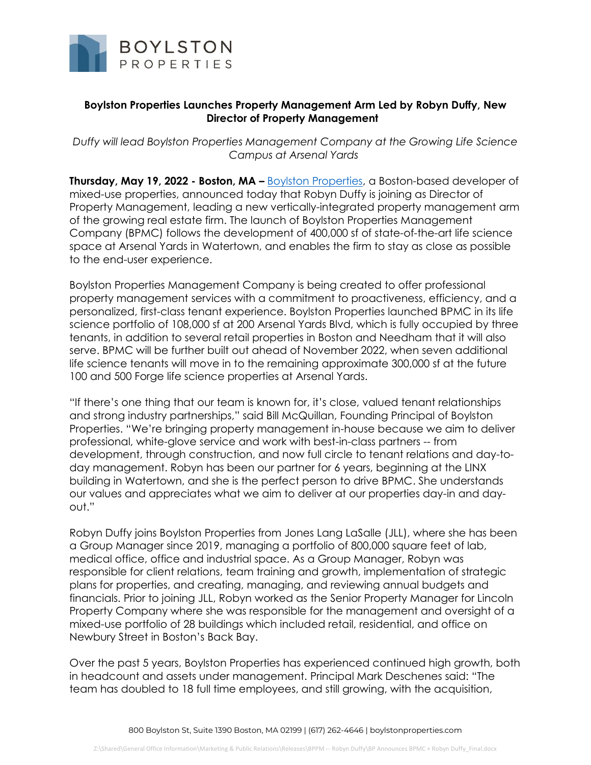**BOYLSTON PROPERTIES**

# Boylston Properties Launches Property Management Arm Led by Robyn Duffy, New Director of Property Management

*Duffy will lead Boylston Properties Management Company at the Growing Life Science Campus at Arsenal Yards*

**Thursday, May 19, 2022 - Boston, MA –** Boylston Properties, a Boston-based developer of mixed-use properties, announced today that Robyn Duffy is joining as Director of Property Management, leading a new vertically-integrated property management arm of the growing real estate firm. The launch of Boylston Properties Management Company (BPMC) follows the development of 400,000 sf of state-of-the-art life science space at Arsenal Yards in Watertown, and enables the firm to stay as close as possible to the end-user experience.

Boylston Properties Management Company is being created to offer professional property management services with a commitment to proactiveness, efficiency, and a personalized, first-class tenant experience. Boylston Properties launched BPMC in its life science portfolio of 108,000 sf at 200 Arsenal Yards Blvd, which is fully occupied by three tenants, in addition to several retail properties in Boston and Needham that it will also serve. BPMC will be further built out ahead of November 2022, when seven additional life science tenants will move in to the remaining approximate 300,000 sf at the future 100 and 500 Forge life science properties at Arsenal Yards.

"If there's one thing that our team is known for, it's close, valued tenant relationships and strong industry partnerships," said Bill McQuillan, Founding Principal of Boylston Properties. "We're bringing property management in-house because we aim to deliver professional, white-glove service and work with best-in-class partners -- from development, through construction, and now full circle to tenant relations and day-to-day management. Robyn has been our partner for 6 years, beginning at the LINX building in Watertown, and she is the perfect person to drive BPMC. She understands our values and appreciates what we aim to deliver at our properties day-in and day-out."

Robyn Duffy joins Boylston Properties from Jones Lang LaSalle (JLL), where she has been a Group Manager since 2019, managing a portfolio of 800,000 square feet of lab, medical office, office and industrial space. As a Group Manager, Robyn was responsible for client relations, team training and growth, implementation of strategic plans for properties, and creating, managing, and reviewing annual budgets and financials. Prior to joining JLL, Robyn worked as the Senior Property Manager for Lincoln Property Company where she was responsible for the management and oversight of a mixed-use portfolio of 28 buildings which included retail, residential, and office on Newbury Street in Boston's Back Bay.

Over the past 5 years, Boylston Properties has experienced continued high growth, both in headcount and assets under management. Principal Mark Deschenes said: "The team has doubled to 18 full time employees, and still growing, with the acquisition,

800 Boylston St, Suite 1390 Boston, MA 02199 | (617) 262-4646 | boylstonproperties.com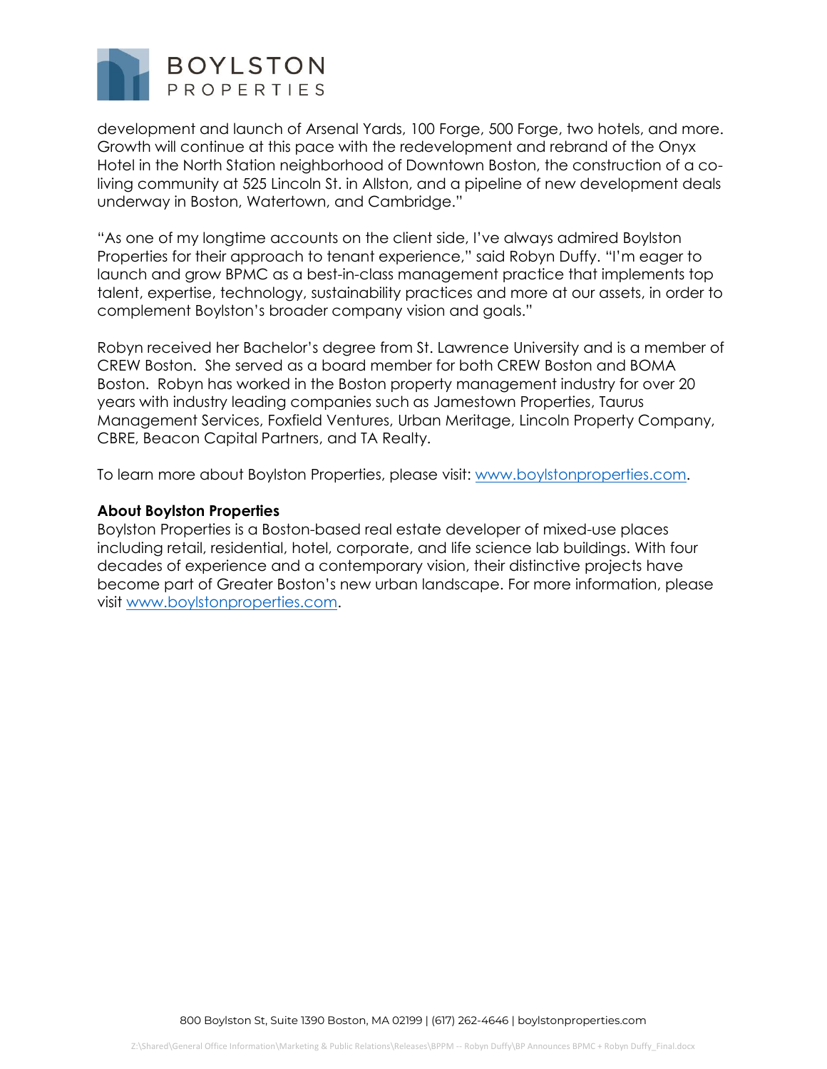development and launch of Arsenal Yards, 100 Forge, 500 Forge, two hotels, and more. Growth will continue at this pace with the redevelopment and rebrand of the Onyx Hotel in the North Station neighborhood of Downtown Boston, the construction of a co-living community at 525 Lincoln St. in Allston, and a pipeline of new development deals underway in Boston, Watertown, and Cambridge."

"As one of my longtime accounts on the client side, I've always admired Boylston Properties for their approach to tenant experience," said Robyn Duffy. "I'm eager to launch and grow BPMC as a best-in-class management practice that implements top talent, expertise, technology, sustainability practices and more at our assets, in order to complement Boylston's broader company vision and goals."

Robyn received her Bachelor's degree from St. Lawrence University and is a member of CREW Boston. She served as a board member for both CREW Boston and BOMA Boston. Robyn has worked in the Boston property management industry for over 20 years with industry leading companies such as Jamestown Properties, Taurus Management Services, Foxfield Ventures, Urban Meritage, Lincoln Property Company, CBRE, Beacon Capital Partners, and TA Realty.

To learn more about Boylston Properties, please visit: [www.boylstonproperties.com](http://www.boylstonproperties.com).

**About Boylston Properties**

Boylston Properties is a Boston-based real estate developer of mixed-use places including retail, residential, hotel, corporate, and life science lab buildings. With four decades of experience and a contemporary vision, their distinctive projects have become part of Greater Boston's new urban landscape. For more information, please visit [www.boylstonproperties.com](http://www.boylstonproperties.com).